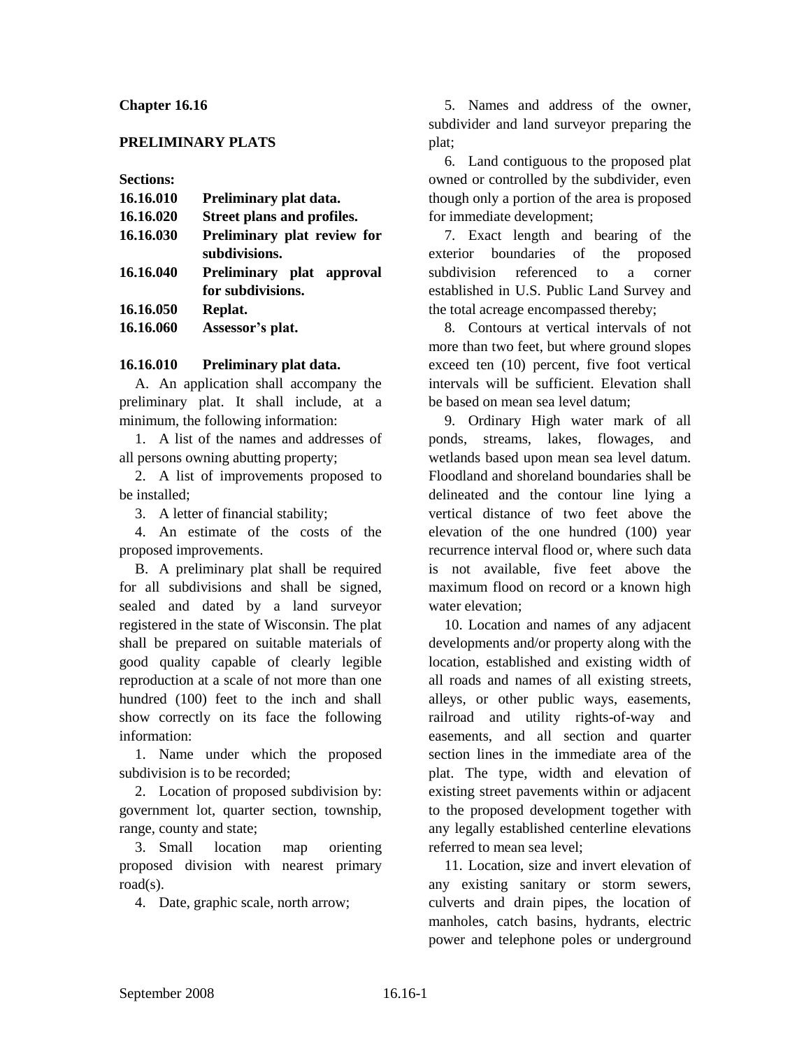# Chapter 16.16

## PRELIMINARY PLATS

**Sections:**

| | |
|---|---|
| **16.16.010** | **Preliminary plat data.** |
| **16.16.020** | **Street plans and profiles.** |
| **16.16.030** | **Preliminary plat review for subdivisions.** |
| **16.16.040** | **Preliminary plat approval for subdivisions.** |
| **16.16.050** | **Replat.** |
| **16.16.060** | **Assessor's plat.** |

### 16.16.010 Preliminary plat data.

A. An application shall accompany the preliminary plat. It shall include, at a minimum, the following information:

1. A list of the names and addresses of all persons owning abutting property;

2. A list of improvements proposed to be installed;

3. A letter of financial stability;

4. An estimate of the costs of the proposed improvements.

B. A preliminary plat shall be required for all subdivisions and shall be signed, sealed and dated by a land surveyor registered in the state of Wisconsin. The plat shall be prepared on suitable materials of good quality capable of clearly legible reproduction at a scale of not more than one hundred (100) feet to the inch and shall show correctly on its face the following information:

1. Name under which the proposed subdivision is to be recorded;

2. Location of proposed subdivision by: government lot, quarter section, township, range, county and state;

3. Small location map orienting proposed division with nearest primary road(s).

4. Date, graphic scale, north arrow;

5. Names and address of the owner, subdivider and land surveyor preparing the plat;

6. Land contiguous to the proposed plat owned or controlled by the subdivider, even though only a portion of the area is proposed for immediate development;

7. Exact length and bearing of the exterior boundaries of the proposed subdivision referenced to a corner established in U.S. Public Land Survey and the total acreage encompassed thereby;

8. Contours at vertical intervals of not more than two feet, but where ground slopes exceed ten (10) percent, five foot vertical intervals will be sufficient. Elevation shall be based on mean sea level datum;

9. Ordinary High water mark of all ponds, streams, lakes, flowages, and wetlands based upon mean sea level datum. Floodland and shoreland boundaries shall be delineated and the contour line lying a vertical distance of two feet above the elevation of the one hundred (100) year recurrence interval flood or, where such data is not available, five feet above the maximum flood on record or a known high water elevation;

10. Location and names of any adjacent developments and/or property along with the location, established and existing width of all roads and names of all existing streets, alleys, or other public ways, easements, railroad and utility rights-of-way and easements, and all section and quarter section lines in the immediate area of the plat. The type, width and elevation of existing street pavements within or adjacent to the proposed development together with any legally established centerline elevations referred to mean sea level;

11. Location, size and invert elevation of any existing sanitary or storm sewers, culverts and drain pipes, the location of manholes, catch basins, hydrants, electric power and telephone poles or underground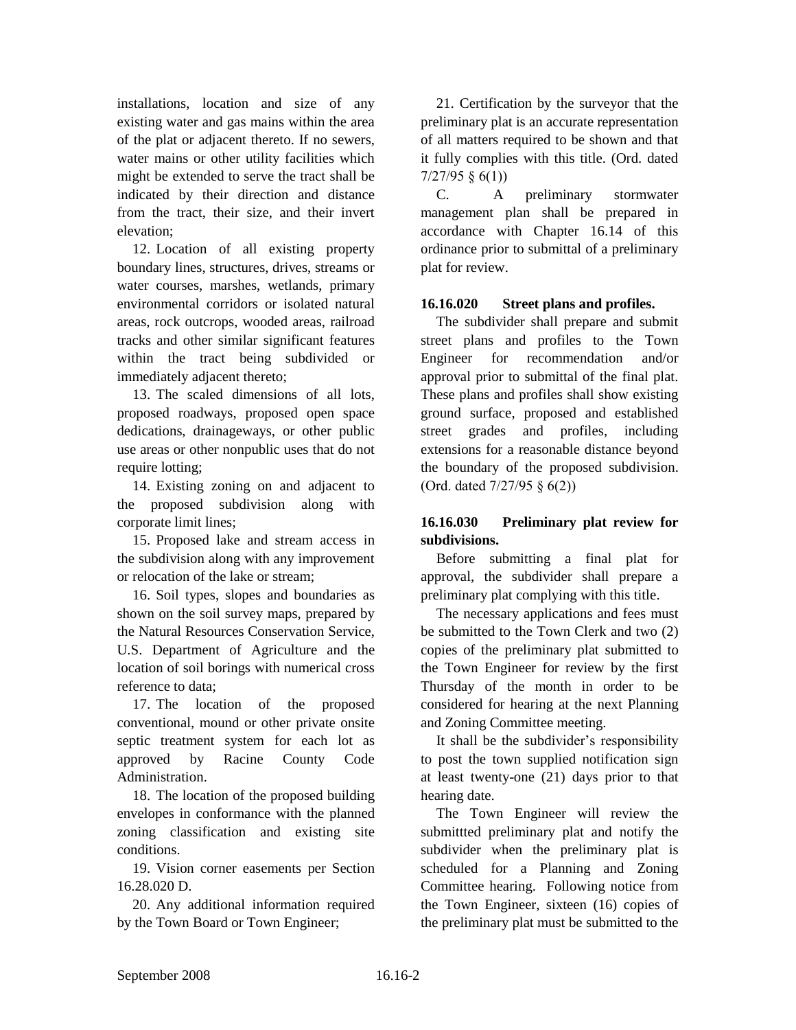installations, location and size of any existing water and gas mains within the area of the plat or adjacent thereto. If no sewers, water mains or other utility facilities which might be extended to serve the tract shall be indicated by their direction and distance from the tract, their size, and their invert elevation;

12. Location of all existing property boundary lines, structures, drives, streams or water courses, marshes, wetlands, primary environmental corridors or isolated natural areas, rock outcrops, wooded areas, railroad tracks and other similar significant features within the tract being subdivided or immediately adjacent thereto;

13. The scaled dimensions of all lots, proposed roadways, proposed open space dedications, drainageways, or other public use areas or other nonpublic uses that do not require lotting;

14. Existing zoning on and adjacent to the proposed subdivision along with corporate limit lines;

15. Proposed lake and stream access in the subdivision along with any improvement or relocation of the lake or stream;

16. Soil types, slopes and boundaries as shown on the soil survey maps, prepared by the Natural Resources Conservation Service, U.S. Department of Agriculture and the location of soil borings with numerical cross reference to data;

17. The location of the proposed conventional, mound or other private onsite septic treatment system for each lot as approved by Racine County Code Administration.

18. The location of the proposed building envelopes in conformance with the planned zoning classification and existing site conditions.

19. Vision corner easements per Section 16.28.020 D.

20. Any additional information required by the Town Board or Town Engineer;

21. Certification by the surveyor that the preliminary plat is an accurate representation of all matters required to be shown and that it fully complies with this title. (Ord. dated 7/27/95 § 6(1))

C. A preliminary stormwater management plan shall be prepared in accordance with Chapter 16.14 of this ordinance prior to submittal of a preliminary plat for review.

### 16.16.020 Street plans and profiles.

The subdivider shall prepare and submit street plans and profiles to the Town Engineer for recommendation and/or approval prior to submittal of the final plat. These plans and profiles shall show existing ground surface, proposed and established street grades and profiles, including extensions for a reasonable distance beyond the boundary of the proposed subdivision. (Ord. dated 7/27/95 § 6(2))

### 16.16.030 Preliminary plat review for subdivisions.

Before submitting a final plat for approval, the subdivider shall prepare a preliminary plat complying with this title.

The necessary applications and fees must be submitted to the Town Clerk and two (2) copies of the preliminary plat submitted to the Town Engineer for review by the first Thursday of the month in order to be considered for hearing at the next Planning and Zoning Committee meeting.

It shall be the subdivider's responsibility to post the town supplied notification sign at least twenty-one (21) days prior to that hearing date.

The Town Engineer will review the submittted preliminary plat and notify the subdivider when the preliminary plat is scheduled for a Planning and Zoning Committee hearing. Following notice from the Town Engineer, sixteen (16) copies of the preliminary plat must be submitted to the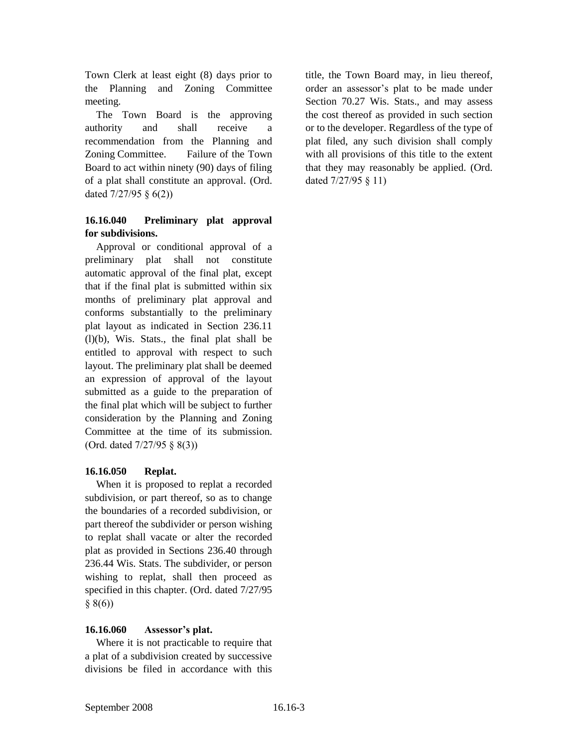Town Clerk at least eight (8) days prior to the Planning and Zoning Committee meeting.

The Town Board is the approving authority and shall receive a recommendation from the Planning and Zoning Committee. Failure of the Town Board to act within ninety (90) days of filing of a plat shall constitute an approval. (Ord. dated 7/27/95 § 6(2))

**16.16.040 Preliminary plat approval for subdivisions.**

Approval or conditional approval of a preliminary plat shall not constitute automatic approval of the final plat, except that if the final plat is submitted within six months of preliminary plat approval and conforms substantially to the preliminary plat layout as indicated in Section 236.11 (l)(b), Wis. Stats., the final plat shall be entitled to approval with respect to such layout. The preliminary plat shall be deemed an expression of approval of the layout submitted as a guide to the preparation of the final plat which will be subject to further consideration by the Planning and Zoning Committee at the time of its submission. (Ord. dated 7/27/95 § 8(3))

**16.16.050 Replat.**

When it is proposed to replat a recorded subdivision, or part thereof, so as to change the boundaries of a recorded subdivision, or part thereof the subdivider or person wishing to replat shall vacate or alter the recorded plat as provided in Sections 236.40 through 236.44 Wis. Stats. The subdivider, or person wishing to replat, shall then proceed as specified in this chapter. (Ord. dated 7/27/95 § 8(6))

**16.16.060 Assessor's plat.**

Where it is not practicable to require that a plat of a subdivision created by successive divisions be filed in accordance with this title, the Town Board may, in lieu thereof, order an assessor's plat to be made under Section 70.27 Wis. Stats., and may assess the cost thereof as provided in such section or to the developer. Regardless of the type of plat filed, any such division shall comply with all provisions of this title to the extent that they may reasonably be applied. (Ord. dated 7/27/95 § 11)